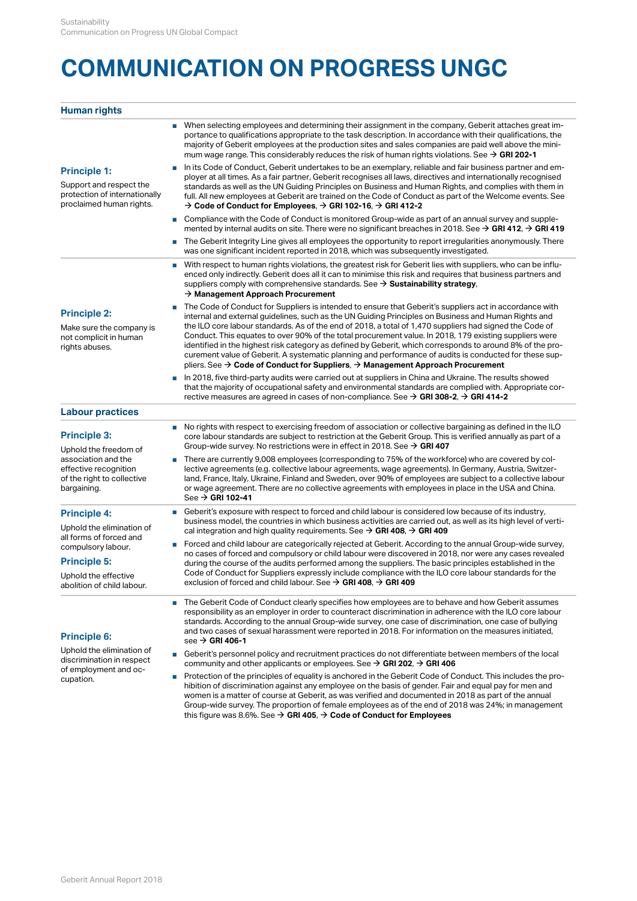// Running header "Sustainability / Communication on Progress UN Global Compact" and footer "Geberit Annual Report 2018" omitted.
# COMMUNICATION ON PROGRESS UNGC

## Human rights

### Principle 1:

Support and respect the protection of internationally proclaimed human rights.

- When selecting employees and determining their assignment in the company, Geberit attaches great importance to qualifications appropriate to the task description. In accordance with their qualifications, the majority of Geberit employees at the production sites and sales companies are paid well above the minimum wage range. This considerably reduces the risk of human rights violations. See → **GRI 202-1**
- In its Code of Conduct, Geberit undertakes to be an exemplary, reliable and fair business partner and employer at all times. As a fair partner, Geberit recognises all laws, directives and internationally recognised standards as well as the UN Guiding Principles on Business and Human Rights, and complies with them in full. All new employees at Geberit are trained on the Code of Conduct as part of the Welcome events. See → **Code of Conduct for Employees**, → **GRI 102-16**, → **GRI 412-2**
- Compliance with the Code of Conduct is monitored Group-wide as part of an annual survey and supplemented by internal audits on site. There were no significant breaches in 2018. See → **GRI 412**, → **GRI 419**
- The Geberit Integrity Line gives all employees the opportunity to report irregularities anonymously. There was one significant incident reported in 2018, which was subsequently investigated.

### Principle 2:

Make sure the company is not complicit in human rights abuses.

- With respect to human rights violations, the greatest risk for Geberit lies with suppliers, who can be influenced only indirectly. Geberit does all it can to minimise this risk and requires that business partners and suppliers comply with comprehensive standards. See → **Sustainability strategy**, → **Management Approach Procurement**
- The Code of Conduct for Suppliers is intended to ensure that Geberit's suppliers act in accordance with internal and external guidelines, such as the UN Guiding Principles on Business and Human Rights and the ILO core labour standards. As of the end of 2018, a total of 1,470 suppliers had signed the Code of Conduct. This equates to over 90% of the total procurement value. In 2018, 179 existing suppliers were identified in the highest risk category as defined by Geberit, which corresponds to around 8% of the procurement value of Geberit. A systematic planning and performance of audits is conducted for these suppliers. See → **Code of Conduct for Suppliers**, → **Management Approach Procurement**
- In 2018, five third-party audits were carried out at suppliers in China and Ukraine. The results showed that the majority of occupational safety and environmental standards are complied with. Appropriate corrective measures are agreed in cases of non-compliance. See → **GRI 308-2**, → **GRI 414-2**

## Labour practices

### Principle 3:

Uphold the freedom of association and the effective recognition of the right to collective bargaining.

- No rights with respect to exercising freedom of association or collective bargaining as defined in the ILO core labour standards are subject to restriction at the Geberit Group. This is verified annually as part of a Group-wide survey. No restrictions were in effect in 2018. See → **GRI 407**
- There are currently 9,008 employees (corresponding to 75% of the workforce) who are covered by collective agreements (e.g. collective labour agreements, wage agreements). In Germany, Austria, Switzerland, France, Italy, Ukraine, Finland and Sweden, over 90% of employees are subject to a collective labour or wage agreement. There are no collective agreements with employees in place in the USA and China. See → **GRI 102-41**

### Principle 4:

Uphold the elimination of all forms of forced and compulsory labour.

### Principle 5:

Uphold the effective abolition of child labour.

- Geberit's exposure with respect to forced and child labour is considered low because of its industry, business model, the countries in which business activities are carried out, as well as its high level of vertical integration and high quality requirements. See → **GRI 408**, → **GRI 409**
- Forced and child labour are categorically rejected at Geberit. According to the annual Group-wide survey, no cases of forced and compulsory or child labour were discovered in 2018, nor were any cases revealed during the course of the audits performed among the suppliers. The basic principles established in the Code of Conduct for Suppliers expressly include compliance with the ILO core labour standards for the exclusion of forced and child labour. See → **GRI 408**, → **GRI 409**

### Principle 6:

Uphold the elimination of discrimination in respect of employment and occupation.

- The Geberit Code of Conduct clearly specifies how employees are to behave and how Geberit assumes responsibility as an employer in order to counteract discrimination in adherence with the ILO core labour standards. According to the annual Group-wide survey, one case of discrimination, one case of bullying and two cases of sexual harassment were reported in 2018. For information on the measures initiated, see → **GRI 406-1**
- Geberit's personnel policy and recruitment practices do not differentiate between members of the local community and other applicants or employees. See → **GRI 202**, → **GRI 406**
- Protection of the principles of equality is anchored in the Geberit Code of Conduct. This includes the prohibition of discrimination against any employee on the basis of gender. Fair and equal pay for men and women is a matter of course at Geberit, as was verified and documented in 2018 as part of the annual Group-wide survey. The proportion of female employees as of the end of 2018 was 24%; in management this figure was 8.6%. See → **GRI 405**, → **Code of Conduct for Employees**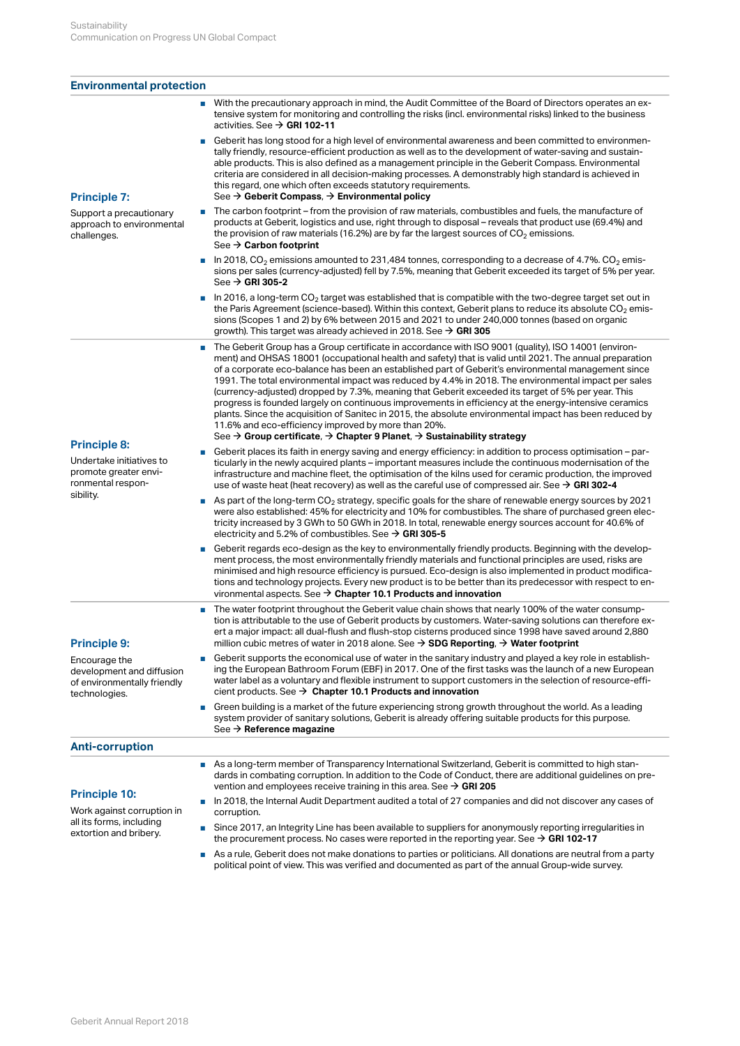## Environmental protection

**Principle 7:**

Support a precautionary approach to environmental challenges.

- With the precautionary approach in mind, the Audit Committee of the Board of Directors operates an extensive system for monitoring and controlling the risks (incl. environmental risks) linked to the business activities. See → **GRI 102-11**
- Geberit has long stood for a high level of environmental awareness and been committed to environmentally friendly, resource-efficient production as well as to the development of water-saving and sustainable products. This is also defined as a management principle in the Geberit Compass. Environmental criteria are considered in all decision-making processes. A demonstrably high standard is achieved in this regard, one which often exceeds statutory requirements.
  See → **Geberit Compass**, → **Environmental policy**
- The carbon footprint – from the provision of raw materials, combustibles and fuels, the manufacture of products at Geberit, logistics and use, right through to disposal – reveals that product use (69.4%) and the provision of raw materials (16.2%) are by far the largest sources of $CO_2$ emissions.
  See → **Carbon footprint**
- In 2018, $CO_2$ emissions amounted to 231,484 tonnes, corresponding to a decrease of 4.7%. $CO_2$ emissions per sales (currency-adjusted) fell by 7.5%, meaning that Geberit exceeded its target of 5% per year. See → **GRI 305-2**
- In 2016, a long-term $CO_2$ target was established that is compatible with the two-degree target set out in the Paris Agreement (science-based). Within this context, Geberit plans to reduce its absolute $CO_2$ emissions (Scopes 1 and 2) by 6% between 2015 and 2021 to under 240,000 tonnes (based on organic growth). This target was already achieved in 2018. See → **GRI 305**

**Principle 8:**

Undertake initiatives to promote greater environmental responsibility.

- The Geberit Group has a Group certificate in accordance with ISO 9001 (quality), ISO 14001 (environment) and OHSAS 18001 (occupational health and safety) that is valid until 2021. The annual preparation of a corporate eco-balance has been an established part of Geberit's environmental management since 1991. The total environmental impact was reduced by 4.4% in 2018. The environmental impact per sales (currency-adjusted) dropped by 7.3%, meaning that Geberit exceeded its target of 5% per year. This progress is founded largely on continuous improvements in efficiency at the energy-intensive ceramics plants. Since the acquisition of Sanitec in 2015, the absolute environmental impact has been reduced by 11.6% and eco-efficiency improved by more than 20%.
  See → **Group certificate**, → **Chapter 9 Planet**, → **Sustainability strategy**
- Geberit places its faith in energy saving and energy efficiency: in addition to process optimisation – particularly in the newly acquired plants – important measures include the continuous modernisation of the infrastructure and machine fleet, the optimisation of the kilns used for ceramic production, the improved use of waste heat (heat recovery) as well as the careful use of compressed air. See → **GRI 302-4**
- As part of the long-term $CO_2$ strategy, specific goals for the share of renewable energy sources by 2021 were also established: 45% for electricity and 10% for combustibles. The share of purchased green electricity increased by 3 GWh to 50 GWh in 2018. In total, renewable energy sources account for 40.6% of electricity and 5.2% of combustibles. See → **GRI 305-5**
- Geberit regards eco-design as the key to environmentally friendly products. Beginning with the development process, the most environmentally friendly materials and functional principles are used, risks are minimised and high resource efficiency is pursued. Eco-design is also implemented in product modifications and technology projects. Every new product is to be better than its predecessor with respect to environmental aspects. See → **Chapter 10.1 Products and innovation**

**Principle 9:**

Encourage the development and diffusion of environmentally friendly technologies.

- The water footprint throughout the Geberit value chain shows that nearly 100% of the water consumption is attributable to the use of Geberit products by customers. Water-saving solutions can therefore exert a major impact: all dual-flush and flush-stop cisterns produced since 1998 have saved around 2,880 million cubic metres of water in 2018 alone. See → **SDG Reporting**, → **Water footprint**
- Geberit supports the economical use of water in the sanitary industry and played a key role in establishing the European Bathroom Forum (EBF) in 2017. One of the first tasks was the launch of a new European water label as a voluntary and flexible instrument to support customers in the selection of resource-efficient products. See → **Chapter 10.1 Products and innovation**
- Green building is a market of the future experiencing strong growth throughout the world. As a leading system provider of sanitary solutions, Geberit is already offering suitable products for this purpose.
  See → **Reference magazine**

## Anti-corruption

**Principle 10:**

Work against corruption in all its forms, including extortion and bribery.

- As a long-term member of Transparency International Switzerland, Geberit is committed to high standards in combating corruption. In addition to the Code of Conduct, there are additional guidelines on prevention and employees receive training in this area. See → **GRI 205**
- In 2018, the Internal Audit Department audited a total of 27 companies and did not discover any cases of corruption.
- Since 2017, an Integrity Line has been available to suppliers for anonymously reporting irregularities in the procurement process. No cases were reported in the reporting year. See → **GRI 102-17**
- As a rule, Geberit does not make donations to parties or politicians. All donations are neutral from a party political point of view. This was verified and documented as part of the annual Group-wide survey.